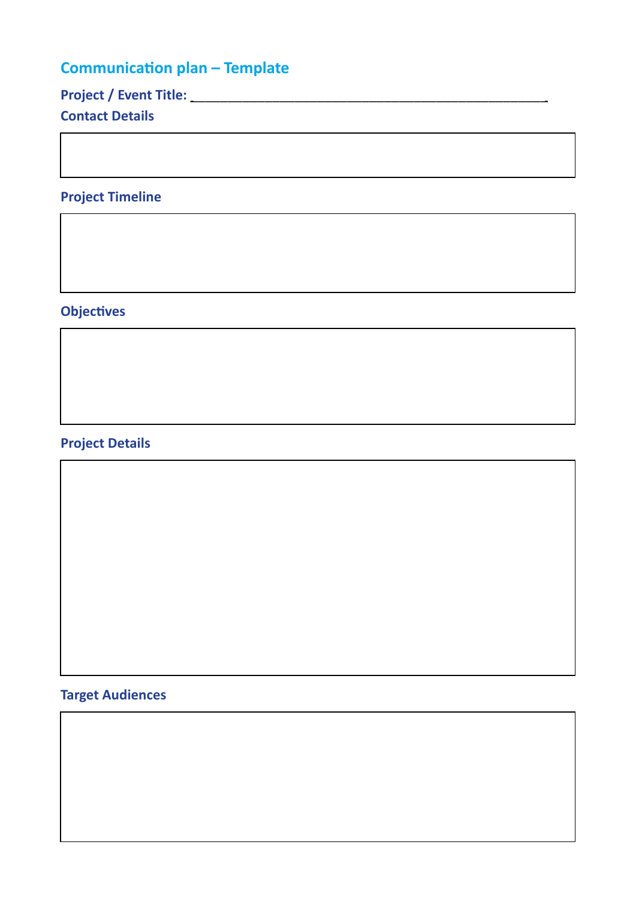# Communication plan – Template

**Project / Event Title:** ___________________________________________________

**Contact Details**

**Project Timeline**

**Objectives**

**Project Details**

**Target Audiences**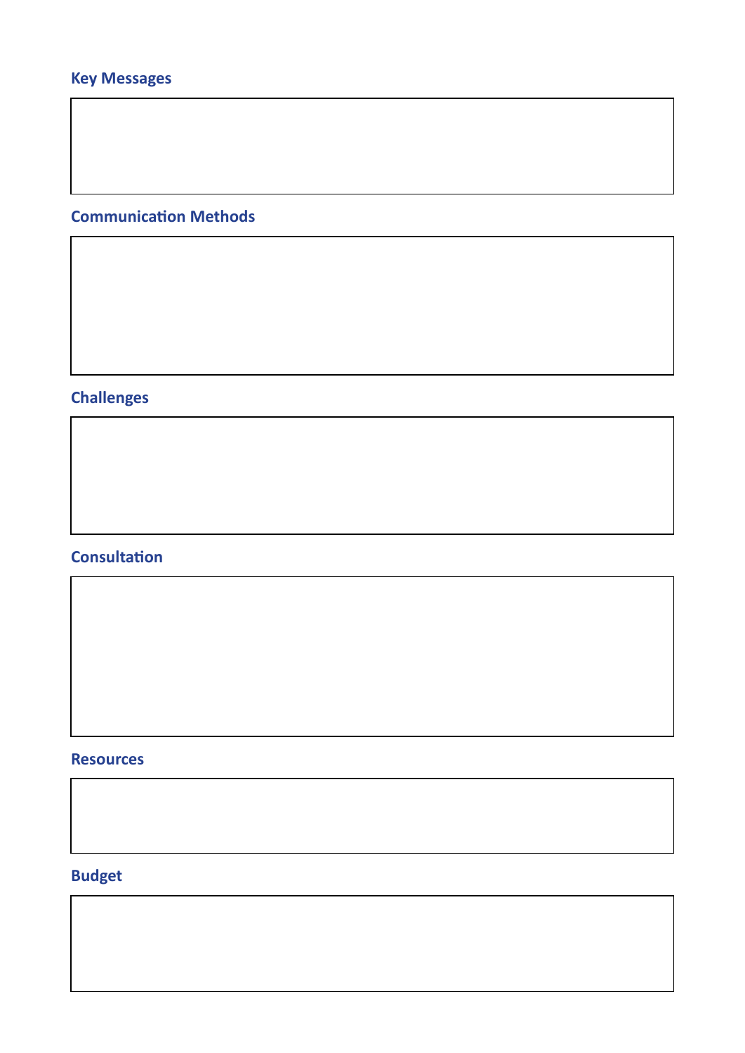### Key Messages

### Communication Methods

### Challenges

### Consultation

### Resources

### Budget